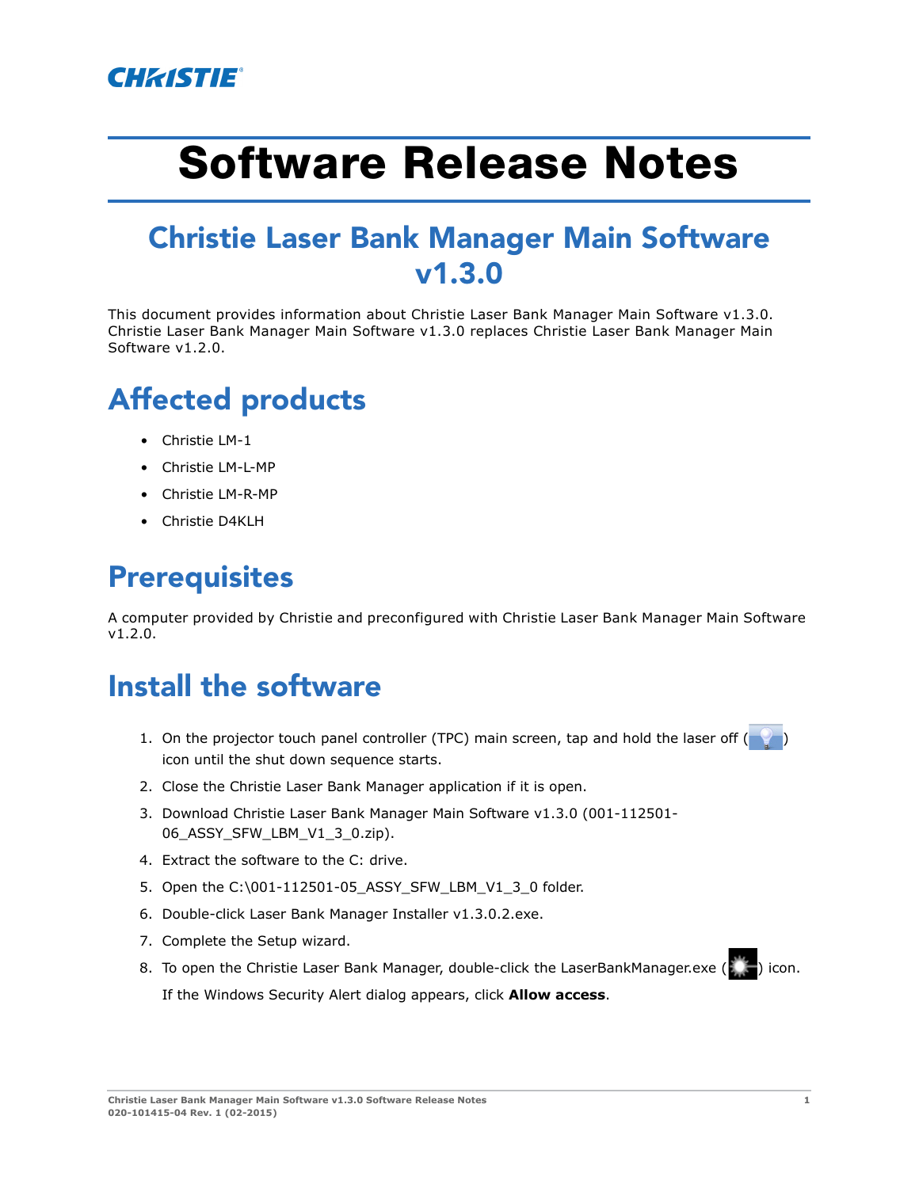# Software Release Notes

## Christie Laser Bank Manager Main Software v1.3.0

This document provides information about Christie Laser Bank Manager Main Software v1.3.0. Christie Laser Bank Manager Main Software v1.3.0 replaces Christie Laser Bank Manager Main Software v1.2.0.

## Affected products

- Christie LM-1
- Christie LM-L-MP
- Christie LM-R-MP
- Christie D4KLH

## Prerequisites

A computer provided by Christie and preconfigured with Christie Laser Bank Manager Main Software v1.2.0.

## Install the software

1. On the projector touch panel controller (TPC) main screen, tap and hold the laser off ( ) icon until the shut down sequence starts.
2. Close the Christie Laser Bank Manager application if it is open.
3. Download Christie Laser Bank Manager Main Software v1.3.0 (001-112501-06_ASSY_SFW_LBM_V1_3_0.zip).
4. Extract the software to the C: drive.
5. Open the C:\001-112501-05_ASSY_SFW_LBM_V1_3_0 folder.
6. Double-click Laser Bank Manager Installer v1.3.0.2.exe.
7. Complete the Setup wizard.
8. To open the Christie Laser Bank Manager, double-click the LaserBankManager.exe ( ) icon.

   If the Windows Security Alert dialog appears, click **Allow access**.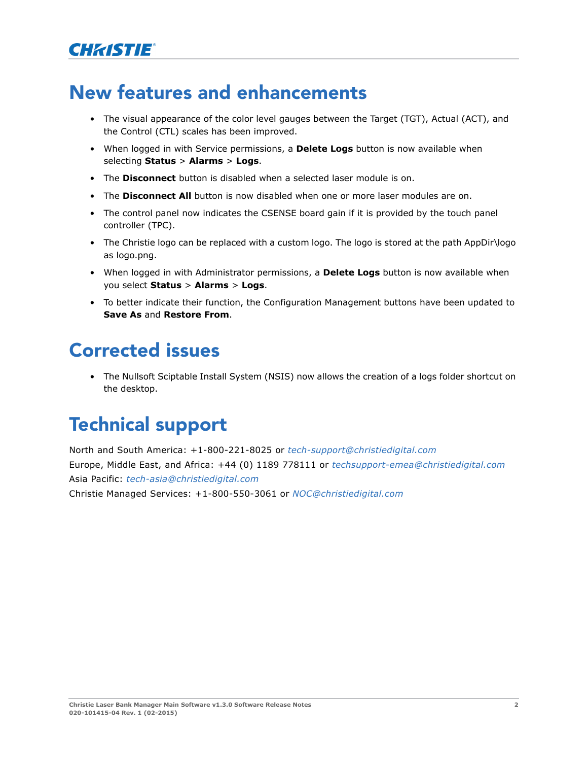# New features and enhancements

- The visual appearance of the color level gauges between the Target (TGT), Actual (ACT), and the Control (CTL) scales has been improved.
- When logged in with Service permissions, a **Delete Logs** button is now available when selecting **Status** > **Alarms** > **Logs**.
- The **Disconnect** button is disabled when a selected laser module is on.
- The **Disconnect All** button is now disabled when one or more laser modules are on.
- The control panel now indicates the CSENSE board gain if it is provided by the touch panel controller (TPC).
- The Christie logo can be replaced with a custom logo. The logo is stored at the path AppDir\logo as logo.png.
- When logged in with Administrator permissions, a **Delete Logs** button is now available when you select **Status** > **Alarms** > **Logs**.
- To better indicate their function, the Configuration Management buttons have been updated to **Save As** and **Restore From**.

# Corrected issues

- The Nullsoft Sciptable Install System (NSIS) now allows the creation of a logs folder shortcut on the desktop.

# Technical support

North and South America: +1-800-221-8025 or *tech-support@christiedigital.com*

Europe, Middle East, and Africa: +44 (0) 1189 778111 or *techsupport-emea@christiedigital.com*

Asia Pacific: *tech-asia@christiedigital.com*

Christie Managed Services: +1-800-550-3061 or *NOC@christiedigital.com*